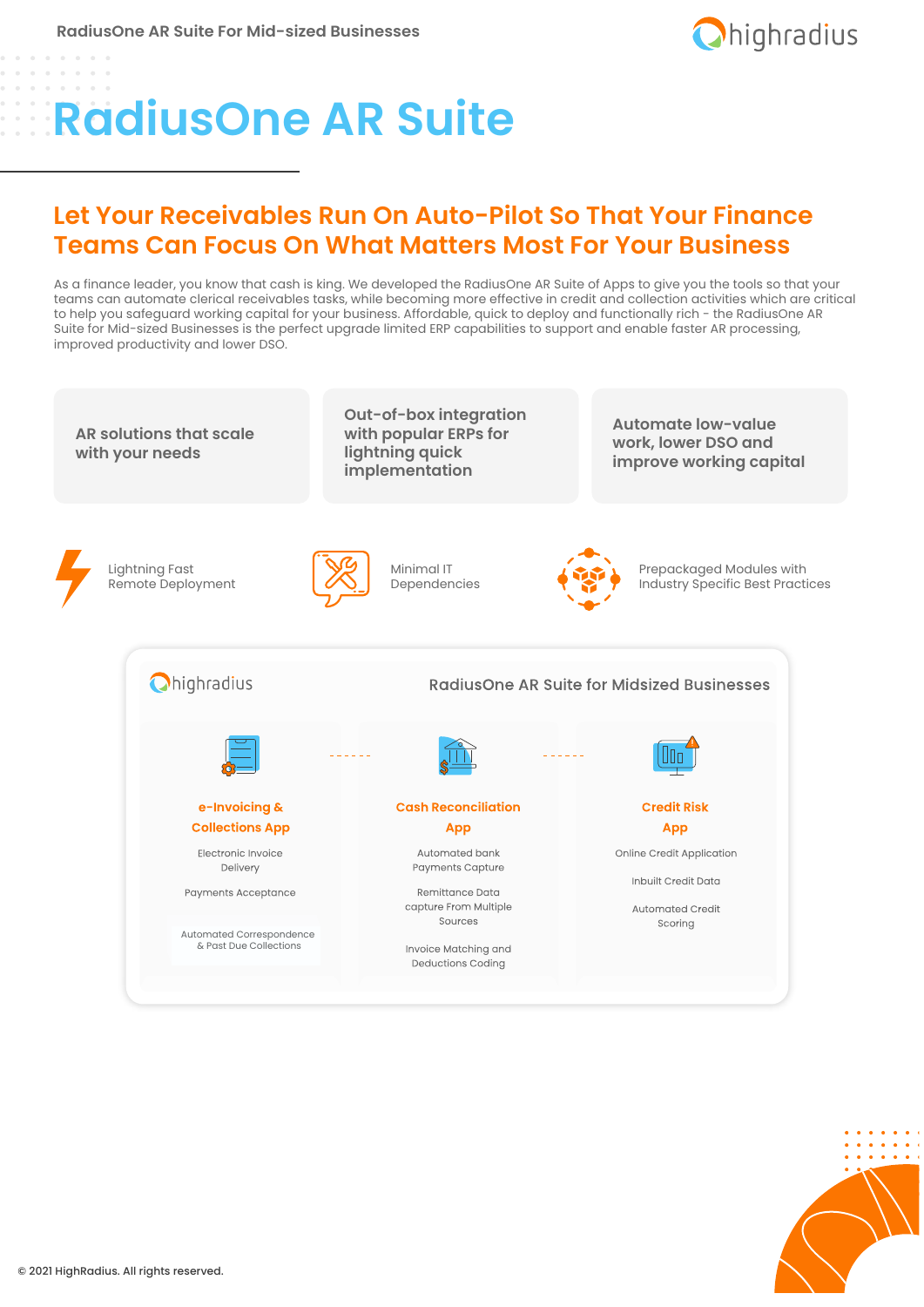# RadiusOne AR Suite

## Let Your Receivables Run On Auto-Pilot So That Your Finance Teams Can Focus On What Matters Most For Your Business

As a finance leader, you know that cash is king. We developed the RadiusOne AR Suite of Apps to give you the tools so that your teams can automate clerical receivables tasks, while becoming more effective in credit and collection activities which are critical to help you safeguard working capital for your business. Affordable, quick to deploy and functionally rich - the RadiusOne AR Suite for Mid-sized Businesses is the perfect upgrade limited ERP capabilities to support and enable faster AR processing, improved productivity and lower DSO.

**AR solutions that scale with your needs**

**Out-of-box integration with popular ERPs for lightning quick implementation**

**Automate low-value work, lower DSO and improve working capital**

Lightning Fast Remote Deployment

Minimal IT Dependencies

Prepackaged Modules with Industry Specific Best Practices

### RadiusOne AR Suite for Midsized Businesses

**e-Invoicing & Collections App**

- Electronic Invoice Delivery
- Payments Acceptance
- Automated Correspondence & Past Due Collections

**Cash Reconciliation App**

- Automated bank Payments Capture
- Remittance Data capture From Multiple Sources
- Invoice Matching and Deductions Coding

**Credit Risk App**

- Online Credit Application
- Inbuilt Credit Data
- Automated Credit Scoring

© 2021 HighRadius. All rights reserved.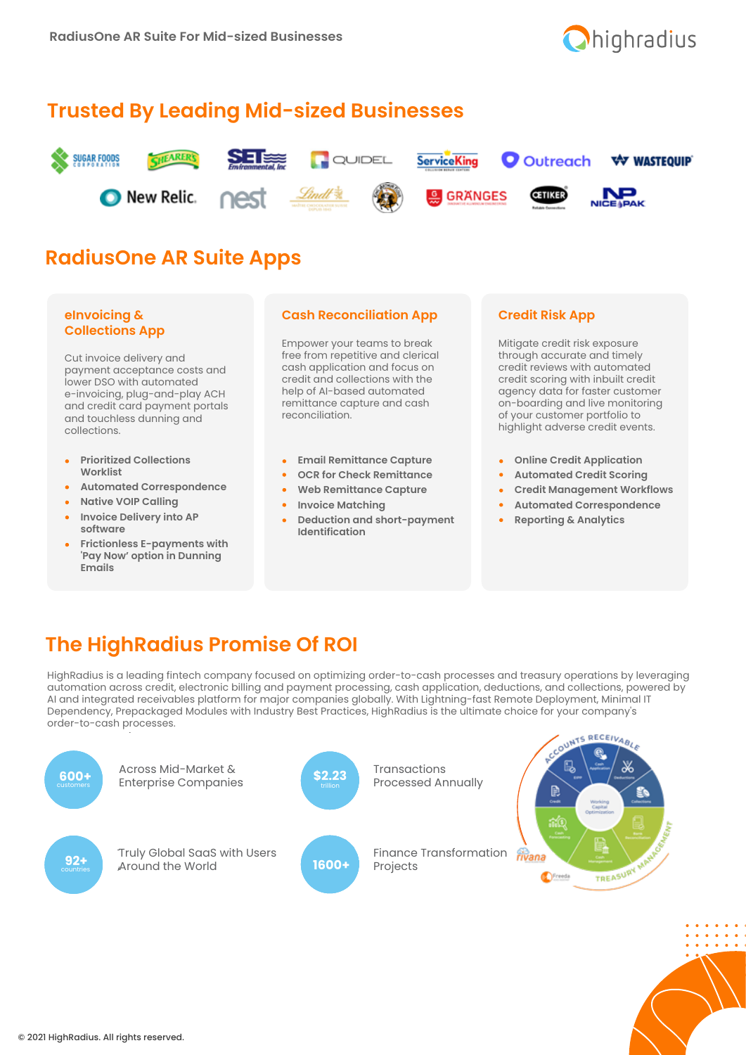## Trusted By Leading Mid-sized Businesses

## RadiusOne AR Suite Apps

### eInvoicing & Collections App

Cut invoice delivery and payment acceptance costs and lower DSO with automated e-invoicing, plug-and-play ACH and credit card payment portals and touchless dunning and collections.

- **Prioritized Collections Worklist**
- **Automated Correspondence**
- **Native VOIP Calling**
- **Invoice Delivery into AP software**
- **Frictionless E-payments with 'Pay Now' option in Dunning Emails**

### Cash Reconciliation App

Empower your teams to break free from repetitive and clerical cash application and focus on credit and collections with the help of AI-based automated remittance capture and cash reconciliation.

- **Email Remittance Capture**
- **OCR for Check Remittance**
- **Web Remittance Capture**
- **Invoice Matching**
- **Deduction and short-payment Identification**

### Credit Risk App

Mitigate credit risk exposure through accurate and timely credit reviews with automated credit scoring with inbuilt credit agency data for faster customer on-boarding and live monitoring of your customer portfolio to highlight adverse credit events.

- **Online Credit Application**
- **Automated Credit Scoring**
- **Credit Management Workflows**
- **Automated Correspondence**
- **Reporting & Analytics**

## The HighRadius Promise Of ROI

HighRadius is a leading fintech company focused on optimizing order-to-cash processes and treasury operations by leveraging automation across credit, electronic billing and payment processing, cash application, deductions, and collections, powered by AI and integrated receivables platform for major companies globally. With Lightning-fast Remote Deployment, Minimal IT Dependency, Prepackaged Modules with Industry Best Practices, HighRadius is the ultimate choice for your company's order-to-cash processes.

**600+** customers — Across Mid-Market & Enterprise Companies

**$2.23** trillion — Transactions Processed Annually

**92+** countries — Truly Global SaaS with Users Around the World

**1600+** — Finance Transformation Projects

© 2021 HighRadius. All rights reserved.